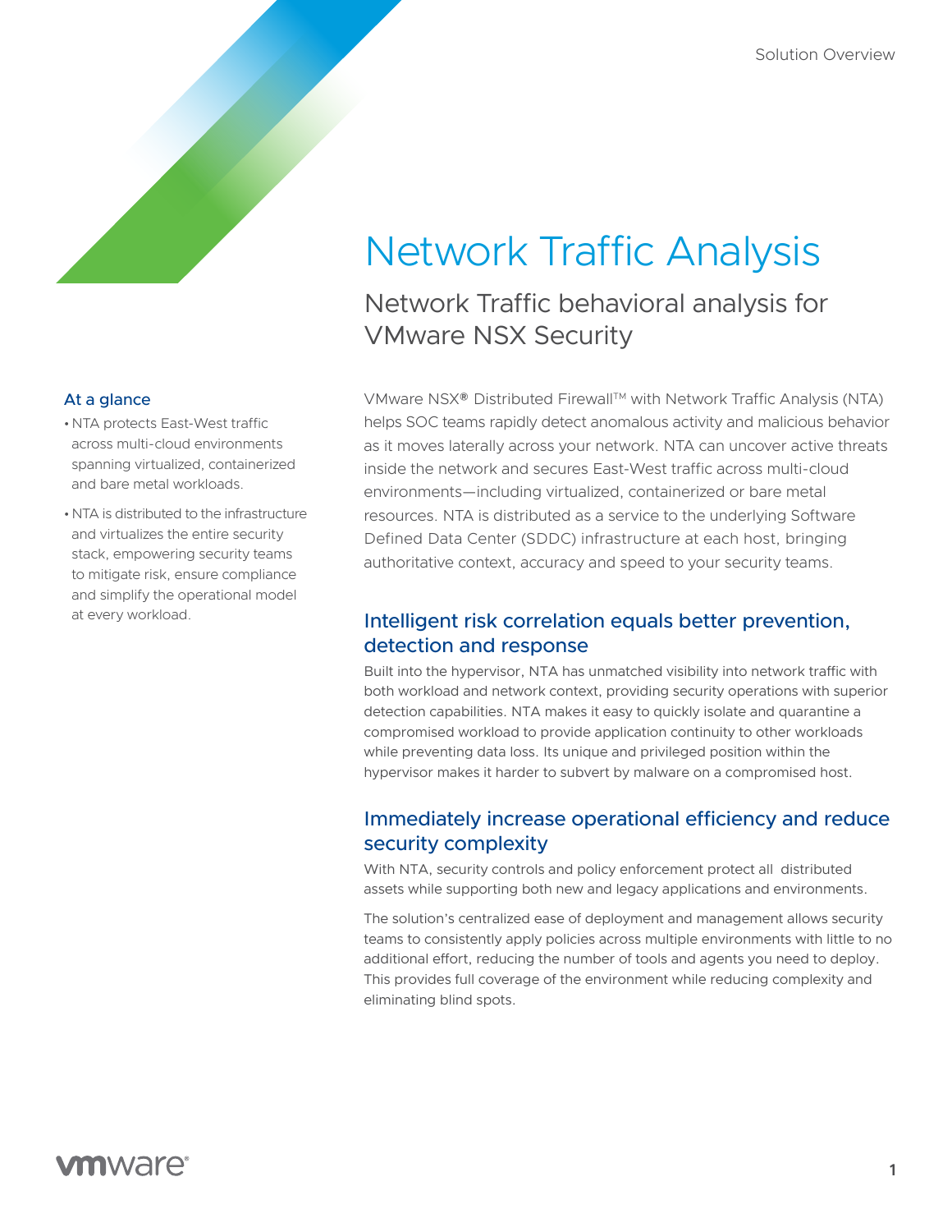Solution Overview

# Network Traffic Analysis

## Network Traffic behavioral analysis for VMware NSX Security

### At a glance

- NTA protects East-West traffic across multi-cloud environments spanning virtualized, containerized and bare metal workloads.
- NTA is distributed to the infrastructure and virtualizes the entire security stack, empowering security teams to mitigate risk, ensure compliance and simplify the operational model at every workload.

VMware NSX® Distributed Firewall™ with Network Traffic Analysis (NTA) helps SOC teams rapidly detect anomalous activity and malicious behavior as it moves laterally across your network. NTA can uncover active threats inside the network and secures East-West traffic across multi-cloud environments—including virtualized, containerized or bare metal resources. NTA is distributed as a service to the underlying Software Defined Data Center (SDDC) infrastructure at each host, bringing authoritative context, accuracy and speed to your security teams.

### Intelligent risk correlation equals better prevention, detection and response

Built into the hypervisor, NTA has unmatched visibility into network traffic with both workload and network context, providing security operations with superior detection capabilities. NTA makes it easy to quickly isolate and quarantine a compromised workload to provide application continuity to other workloads while preventing data loss. Its unique and privileged position within the hypervisor makes it harder to subvert by malware on a compromised host.

### Immediately increase operational efficiency and reduce security complexity

With NTA, security controls and policy enforcement protect all distributed assets while supporting both new and legacy applications and environments.

The solution's centralized ease of deployment and management allows security teams to consistently apply policies across multiple environments with little to no additional effort, reducing the number of tools and agents you need to deploy. This provides full coverage of the environment while reducing complexity and eliminating blind spots.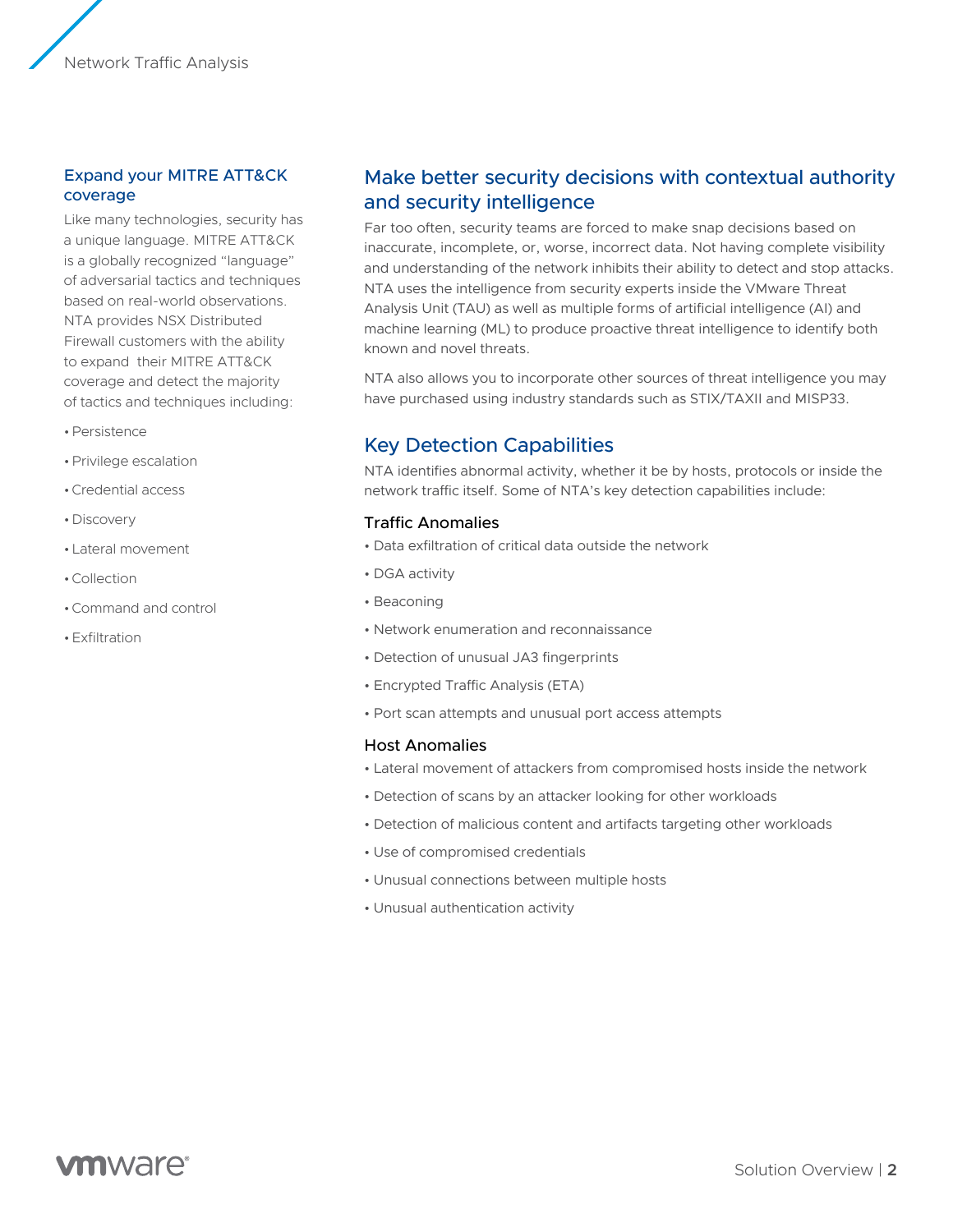## Expand your MITRE ATT&CK coverage

Like many technologies, security has a unique language. MITRE ATT&CK is a globally recognized "language" of adversarial tactics and techniques based on real-world observations. NTA provides NSX Distributed Firewall customers with the ability to expand their MITRE ATT&CK coverage and detect the majority of tactics and techniques including:

- Persistence
- Privilege escalation
- Credential access
- Discovery
- Lateral movement
- Collection
- Command and control
- Exfiltration

## Make better security decisions with contextual authority and security intelligence

Far too often, security teams are forced to make snap decisions based on inaccurate, incomplete, or, worse, incorrect data. Not having complete visibility and understanding of the network inhibits their ability to detect and stop attacks. NTA uses the intelligence from security experts inside the VMware Threat Analysis Unit (TAU) as well as multiple forms of artificial intelligence (AI) and machine learning (ML) to produce proactive threat intelligence to identify both known and novel threats.

NTA also allows you to incorporate other sources of threat intelligence you may have purchased using industry standards such as STIX/TAXII and MISP33.

## Key Detection Capabilities

NTA identifies abnormal activity, whether it be by hosts, protocols or inside the network traffic itself. Some of NTA's key detection capabilities include:

### Traffic Anomalies

- Data exfiltration of critical data outside the network
- DGA activity
- Beaconing
- Network enumeration and reconnaissance
- Detection of unusual JA3 fingerprints
- Encrypted Traffic Analysis (ETA)
- Port scan attempts and unusual port access attempts

### Host Anomalies

- Lateral movement of attackers from compromised hosts inside the network
- Detection of scans by an attacker looking for other workloads
- Detection of malicious content and artifacts targeting other workloads
- Use of compromised credentials
- Unusual connections between multiple hosts
- Unusual authentication activity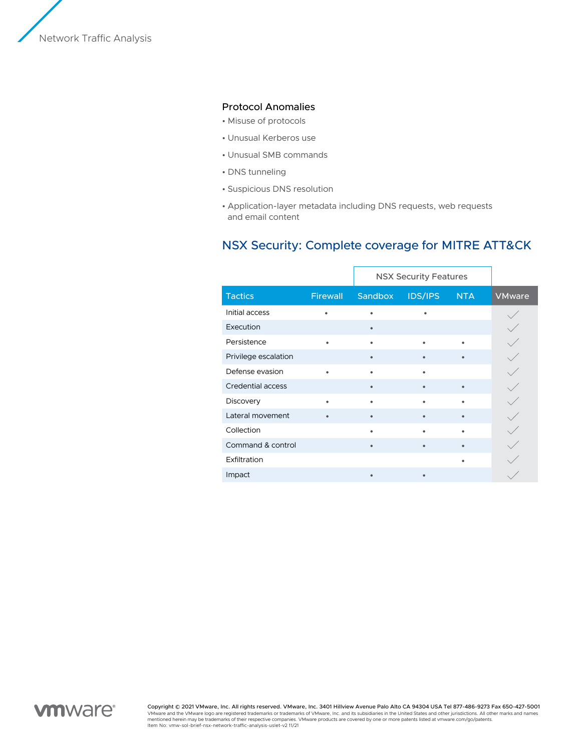### Protocol Anomalies

- Misuse of protocols
- Unusual Kerberos use
- Unusual SMB commands
- DNS tunneling
- Suspicious DNS resolution
- Application-layer metadata including DNS requests, web requests and email content

## NSX Security: Complete coverage for MITRE ATT&CK

| | NSX Security Features | | | | |
|---|---|---|---|---|---|
| Tactics | Firewall | Sandbox | IDS/IPS | NTA | VMware |
| Initial access | • | • | • | | ✓ |
| Execution | | • | | | ✓ |
| Persistence | • | • | • | • | ✓ |
| Privilege escalation | | • | • | • | ✓ |
| Defense evasion | • | • | • | | ✓ |
| Credential access | | • | • | • | ✓ |
| Discovery | • | • | • | • | ✓ |
| Lateral movement | • | • | • | • | ✓ |
| Collection | | • | • | • | ✓ |
| Command & control | | • | • | • | ✓ |
| Exfiltration | | | | • | ✓ |
| Impact | | • | • | | ✓ |

Copyright © 2021 VMware, Inc. All rights reserved. VMware, Inc. 3401 Hillview Avenue Palo Alto CA 94304 USA Tel 877-486-9273 Fax 650-427-5001 VMware and the VMware logo are registered trademarks or trademarks of VMware, Inc. and its subsidiaries in the United States and other jurisdictions. All other marks and names mentioned herein may be trademarks of their respective companies. VMware products are covered by one or more patents listed at vmware.com/go/patents. Item No: vmw-sol-brief-nsx-network-traffic-analysis-uslet-v2 11/21